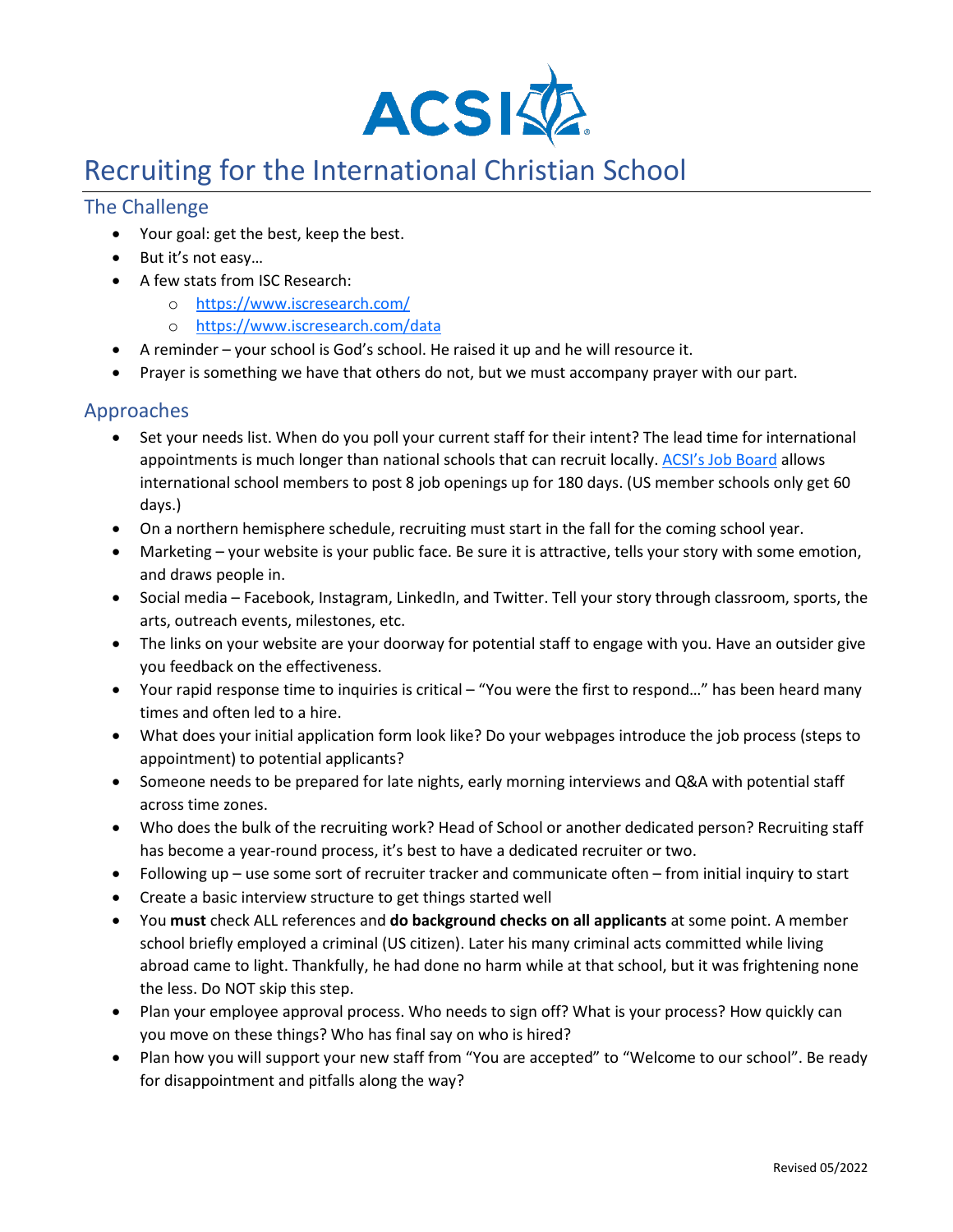ACSI

# Recruiting for the International Christian School

## The Challenge

- Your goal: get the best, keep the best.
- But it's not easy…
- A few stats from ISC Research:
  - [https://www.iscresearch.com/](https://www.iscresearch.com/)
  - [https://www.iscresearch.com/data](https://www.iscresearch.com/data)
- A reminder – your school is God's school. He raised it up and he will resource it.
- Prayer is something we have that others do not, but we must accompany prayer with our part.

## Approaches

- Set your needs list. When do you poll your current staff for their intent? The lead time for international appointments is much longer than national schools that can recruit locally. ACSI's Job Board allows international school members to post 8 job openings up for 180 days. (US member schools only get 60 days.)
- On a northern hemisphere schedule, recruiting must start in the fall for the coming school year.
- Marketing – your website is your public face. Be sure it is attractive, tells your story with some emotion, and draws people in.
- Social media – Facebook, Instagram, LinkedIn, and Twitter. Tell your story through classroom, sports, the arts, outreach events, milestones, etc.
- The links on your website are your doorway for potential staff to engage with you. Have an outsider give you feedback on the effectiveness.
- Your rapid response time to inquiries is critical – "You were the first to respond…" has been heard many times and often led to a hire.
- What does your initial application form look like? Do your webpages introduce the job process (steps to appointment) to potential applicants?
- Someone needs to be prepared for late nights, early morning interviews and Q&A with potential staff across time zones.
- Who does the bulk of the recruiting work? Head of School or another dedicated person? Recruiting staff has become a year-round process, it's best to have a dedicated recruiter or two.
- Following up – use some sort of recruiter tracker and communicate often – from initial inquiry to start
- Create a basic interview structure to get things started well
- You **must** check ALL references and **do background checks on all applicants** at some point. A member school briefly employed a criminal (US citizen). Later his many criminal acts committed while living abroad came to light. Thankfully, he had done no harm while at that school, but it was frightening none the less. Do NOT skip this step.
- Plan your employee approval process. Who needs to sign off? What is your process? How quickly can you move on these things? Who has final say on who is hired?
- Plan how you will support your new staff from "You are accepted" to "Welcome to our school". Be ready for disappointment and pitfalls along the way?

Revised 05/2022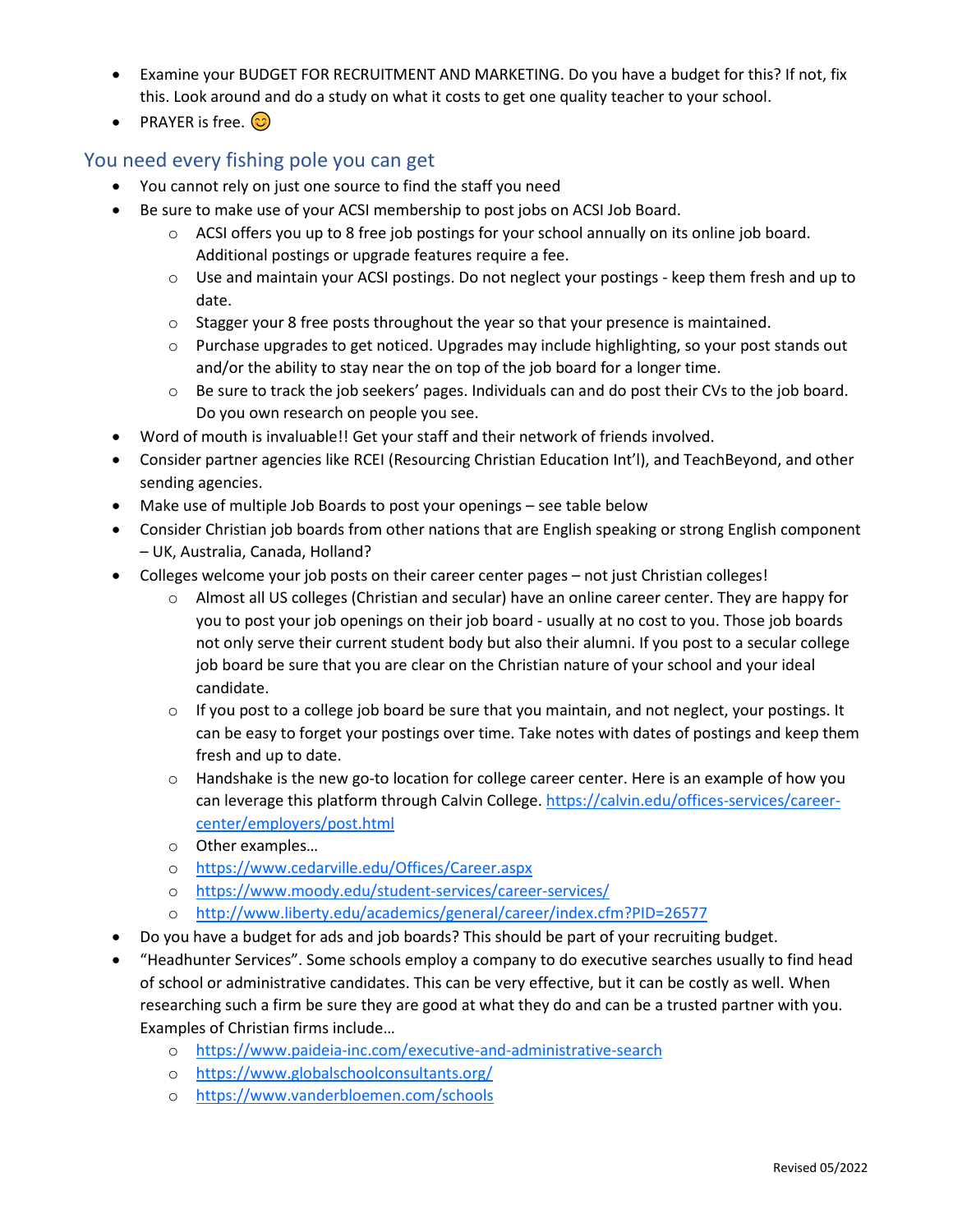- Examine your BUDGET FOR RECRUITMENT AND MARKETING. Do you have a budget for this? If not, fix this. Look around and do a study on what it costs to get one quality teacher to your school.
- PRAYER is free. 😊

## You need every fishing pole you can get

- You cannot rely on just one source to find the staff you need
- Be sure to make use of your ACSI membership to post jobs on ACSI Job Board.
  - ACSI offers you up to 8 free job postings for your school annually on its online job board. Additional postings or upgrade features require a fee.
  - Use and maintain your ACSI postings. Do not neglect your postings - keep them fresh and up to date.
  - Stagger your 8 free posts throughout the year so that your presence is maintained.
  - Purchase upgrades to get noticed. Upgrades may include highlighting, so your post stands out and/or the ability to stay near the on top of the job board for a longer time.
  - Be sure to track the job seekers' pages. Individuals can and do post their CVs to the job board. Do you own research on people you see.
- Word of mouth is invaluable!! Get your staff and their network of friends involved.
- Consider partner agencies like RCEI (Resourcing Christian Education Int'l), and TeachBeyond, and other sending agencies.
- Make use of multiple Job Boards to post your openings – see table below
- Consider Christian job boards from other nations that are English speaking or strong English component – UK, Australia, Canada, Holland?
- Colleges welcome your job posts on their career center pages – not just Christian colleges!
  - Almost all US colleges (Christian and secular) have an online career center. They are happy for you to post your job openings on their job board - usually at no cost to you. Those job boards not only serve their current student body but also their alumni. If you post to a secular college job board be sure that you are clear on the Christian nature of your school and your ideal candidate.
  - If you post to a college job board be sure that you maintain, and not neglect, your postings. It can be easy to forget your postings over time. Take notes with dates of postings and keep them fresh and up to date.
  - Handshake is the new go-to location for college career center. Here is an example of how you can leverage this platform through Calvin College. https://calvin.edu/offices-services/career-center/employers/post.html
  - Other examples…
  - https://www.cedarville.edu/Offices/Career.aspx
  - https://www.moody.edu/student-services/career-services/
  - http://www.liberty.edu/academics/general/career/index.cfm?PID=26577
- Do you have a budget for ads and job boards? This should be part of your recruiting budget.
- "Headhunter Services". Some schools employ a company to do executive searches usually to find head of school or administrative candidates. This can be very effective, but it can be costly as well. When researching such a firm be sure they are good at what they do and can be a trusted partner with you. Examples of Christian firms include…
  - https://www.paideia-inc.com/executive-and-administrative-search
  - https://www.globalschoolconsultants.org/
  - https://www.vanderbloemen.com/schools

Revised 05/2022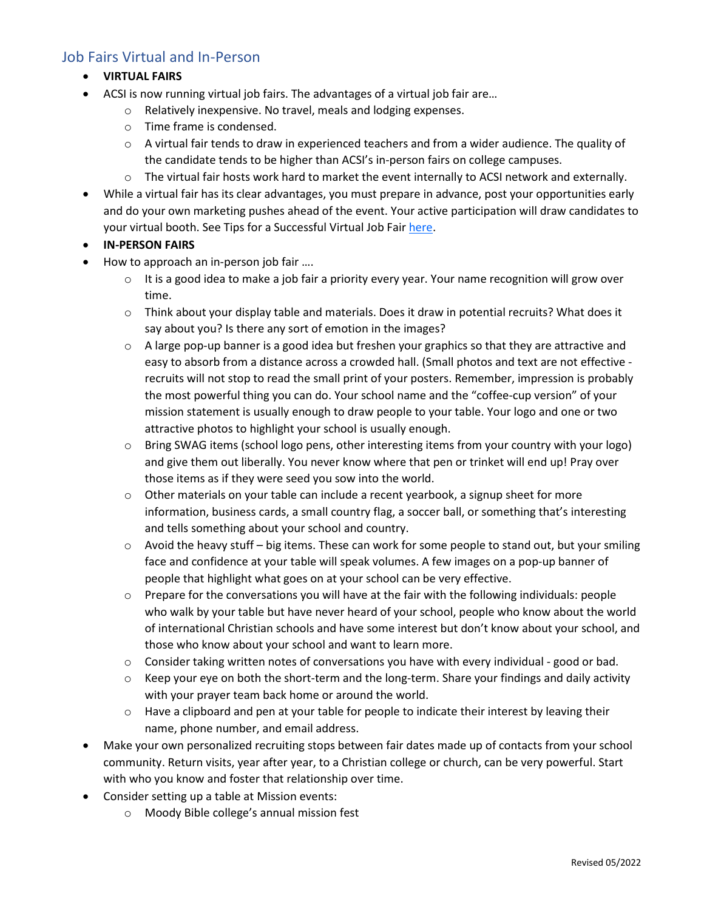## Job Fairs Virtual and In-Person

- **VIRTUAL FAIRS**
- ACSI is now running virtual job fairs. The advantages of a virtual job fair are…
    - Relatively inexpensive. No travel, meals and lodging expenses.
    - Time frame is condensed.
    - A virtual fair tends to draw in experienced teachers and from a wider audience. The quality of the candidate tends to be higher than ACSI's in-person fairs on college campuses.
    - The virtual fair hosts work hard to market the event internally to ACSI network and externally.
- While a virtual fair has its clear advantages, you must prepare in advance, post your opportunities early and do your own marketing pushes ahead of the event. Your active participation will draw candidates to your virtual booth. See Tips for a Successful Virtual Job Fair here.
- **IN-PERSON FAIRS**
- How to approach an in-person job fair ….
    - It is a good idea to make a job fair a priority every year. Your name recognition will grow over time.
    - Think about your display table and materials. Does it draw in potential recruits? What does it say about you? Is there any sort of emotion in the images?
    - A large pop-up banner is a good idea but freshen your graphics so that they are attractive and easy to absorb from a distance across a crowded hall. (Small photos and text are not effective - recruits will not stop to read the small print of your posters. Remember, impression is probably the most powerful thing you can do. Your school name and the "coffee-cup version" of your mission statement is usually enough to draw people to your table. Your logo and one or two attractive photos to highlight your school is usually enough.
    - Bring SWAG items (school logo pens, other interesting items from your country with your logo) and give them out liberally. You never know where that pen or trinket will end up! Pray over those items as if they were seed you sow into the world.
    - Other materials on your table can include a recent yearbook, a signup sheet for more information, business cards, a small country flag, a soccer ball, or something that's interesting and tells something about your school and country.
    - Avoid the heavy stuff – big items. These can work for some people to stand out, but your smiling face and confidence at your table will speak volumes. A few images on a pop-up banner of people that highlight what goes on at your school can be very effective.
    - Prepare for the conversations you will have at the fair with the following individuals: people who walk by your table but have never heard of your school, people who know about the world of international Christian schools and have some interest but don't know about your school, and those who know about your school and want to learn more.
    - Consider taking written notes of conversations you have with every individual - good or bad.
    - Keep your eye on both the short-term and the long-term. Share your findings and daily activity with your prayer team back home or around the world.
    - Have a clipboard and pen at your table for people to indicate their interest by leaving their name, phone number, and email address.
- Make your own personalized recruiting stops between fair dates made up of contacts from your school community. Return visits, year after year, to a Christian college or church, can be very powerful. Start with who you know and foster that relationship over time.
- Consider setting up a table at Mission events:
    - Moody Bible college's annual mission fest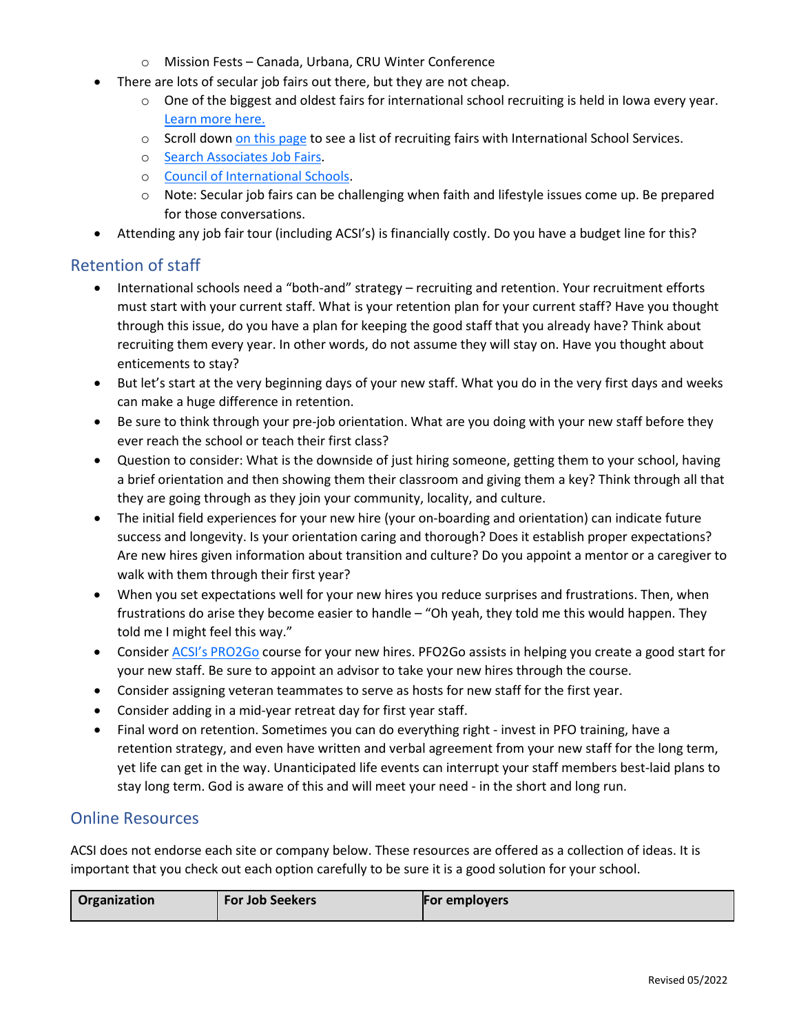- Mission Fests – Canada, Urbana, CRU Winter Conference
- There are lots of secular job fairs out there, but they are not cheap.
    - One of the biggest and oldest fairs for international school recruiting is held in Iowa every year. Learn more here.
    - Scroll down on this page to see a list of recruiting fairs with International School Services.
    - Search Associates Job Fairs.
    - Council of International Schools.
    - Note: Secular job fairs can be challenging when faith and lifestyle issues come up. Be prepared for those conversations.
- Attending any job fair tour (including ACSI's) is financially costly. Do you have a budget line for this?

## Retention of staff

- International schools need a "both-and" strategy – recruiting and retention. Your recruitment efforts must start with your current staff. What is your retention plan for your current staff? Have you thought through this issue, do you have a plan for keeping the good staff that you already have? Think about recruiting them every year. In other words, do not assume they will stay on. Have you thought about enticements to stay?
- But let's start at the very beginning days of your new staff. What you do in the very first days and weeks can make a huge difference in retention.
- Be sure to think through your pre-job orientation. What are you doing with your new staff before they ever reach the school or teach their first class?
- Question to consider: What is the downside of just hiring someone, getting them to your school, having a brief orientation and then showing them their classroom and giving them a key? Think through all that they are going through as they join your community, locality, and culture.
- The initial field experiences for your new hire (your on-boarding and orientation) can indicate future success and longevity. Is your orientation caring and thorough? Does it establish proper expectations? Are new hires given information about transition and culture? Do you appoint a mentor or a caregiver to walk with them through their first year?
- When you set expectations well for your new hires you reduce surprises and frustrations. Then, when frustrations do arise they become easier to handle – "Oh yeah, they told me this would happen. They told me I might feel this way."
- Consider ACSI's PRO2Go course for your new hires. PFO2Go assists in helping you create a good start for your new staff. Be sure to appoint an advisor to take your new hires through the course.
- Consider assigning veteran teammates to serve as hosts for new staff for the first year.
- Consider adding in a mid-year retreat day for first year staff.
- Final word on retention. Sometimes you can do everything right - invest in PFO training, have a retention strategy, and even have written and verbal agreement from your new staff for the long term, yet life can get in the way. Unanticipated life events can interrupt your staff members best-laid plans to stay long term. God is aware of this and will meet your need - in the short and long run.

## Online Resources

ACSI does not endorse each site or company below. These resources are offered as a collection of ideas. It is important that you check out each option carefully to be sure it is a good solution for your school.

| Organization | For Job Seekers | For employers |
|---|---|---|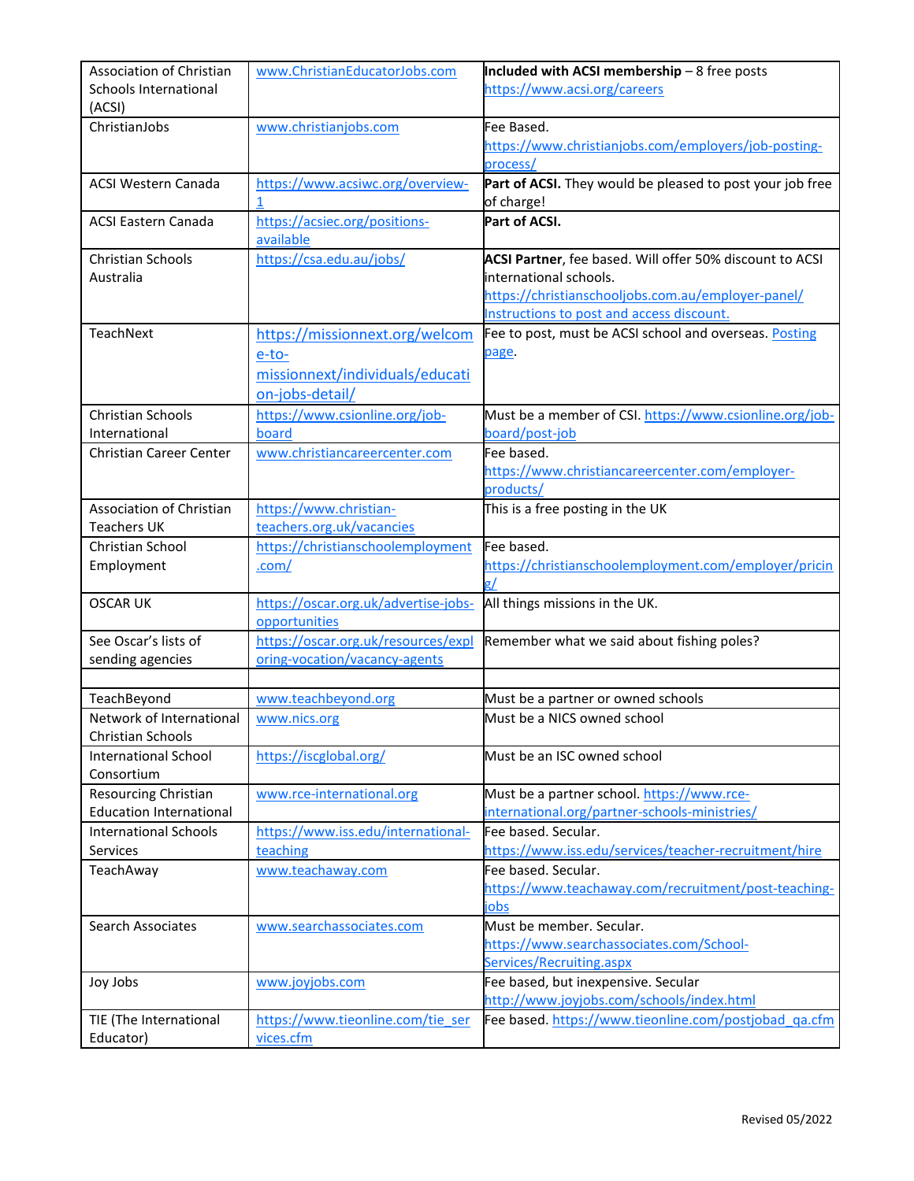| | | |
|---|---|---|
| Association of Christian Schools International (ACSI) | www.ChristianEducatorJobs.com | **Included with ACSI membership** – 8 free posts https://www.acsi.org/careers |
| ChristianJobs | www.christianjobs.com | Fee Based. https://www.christianjobs.com/employers/job-posting-process/ |
| ACSI Western Canada | https://www.acsiwc.org/overview-1 | **Part of ACSI.** They would be pleased to post your job free of charge! |
| ACSI Eastern Canada | https://acsiec.org/positions-available | **Part of ACSI.** |
| Christian Schools Australia | https://csa.edu.au/jobs/ | **ACSI Partner**, fee based. Will offer 50% discount to ACSI international schools. https://christianschooljobs.com.au/employer-panel/ Instructions to post and access discount. |
| TeachNext | https://missionnext.org/welcome-to-missionnext/individuals/education-jobs-detail/ | Fee to post, must be ACSI school and overseas. Posting page. |
| Christian Schools International | https://www.csionline.org/job-board | Must be a member of CSI. https://www.csionline.org/job-board/post-job |
| Christian Career Center | www.christiancareercenter.com | Fee based. https://www.christiancareercenter.com/employer-products/ |
| Association of Christian Teachers UK | https://www.christian-teachers.org.uk/vacancies | This is a free posting in the UK |
| Christian School Employment | https://christianschoolemployment.com/ | Fee based. https://christianschoolemployment.com/employer/pricing/ |
| OSCAR UK | https://oscar.org.uk/advertise-jobs-opportunities | All things missions in the UK. |
| See Oscar's lists of sending agencies | https://oscar.org.uk/resources/exploring-vocation/vacancy-agents | Remember what we said about fishing poles? |
| | | |
| TeachBeyond | www.teachbeyond.org | Must be a partner or owned schools |
| Network of International Christian Schools | www.nics.org | Must be a NICS owned school |
| International School Consortium | https://iscglobal.org/ | Must be an ISC owned school |
| Resourcing Christian Education International | www.rce-international.org | Must be a partner school. https://www.rce-international.org/partner-schools-ministries/ |
| International Schools Services | https://www.iss.edu/international-teaching | Fee based. Secular. https://www.iss.edu/services/teacher-recruitment/hire |
| TeachAway | www.teachaway.com | Fee based. Secular. https://www.teachaway.com/recruitment/post-teaching-jobs |
| Search Associates | www.searchassociates.com | Must be member. Secular. https://www.searchassociates.com/School-Services/Recruiting.aspx |
| Joy Jobs | www.joyjobs.com | Fee based, but inexpensive. Secular http://www.joyjobs.com/schools/index.html |
| TIE (The International Educator) | https://www.tieonline.com/tie_services.cfm | Fee based. https://www.tieonline.com/postjobad_qa.cfm |

Revised 05/2022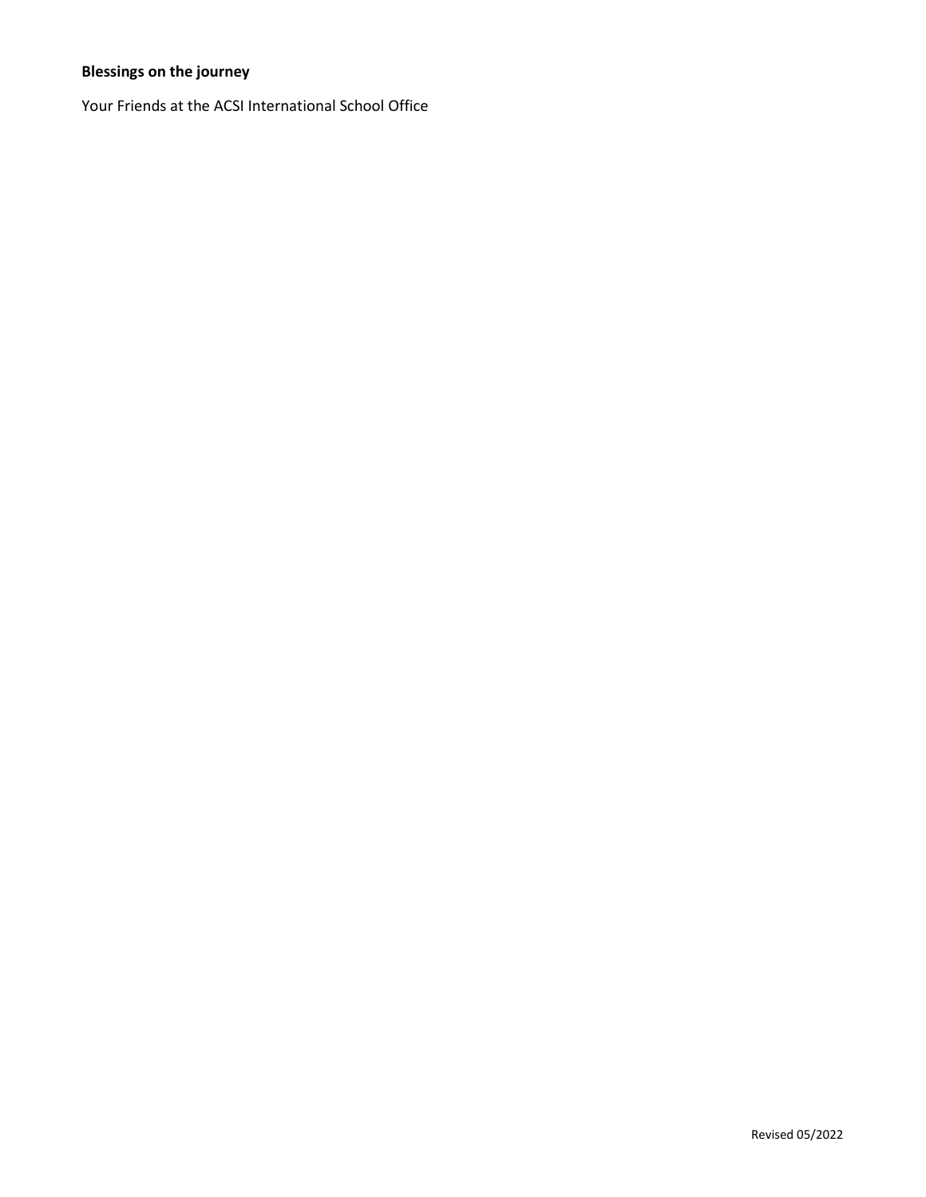**Blessings on the journey**

Your Friends at the ACSI International School Office

Revised 05/2022